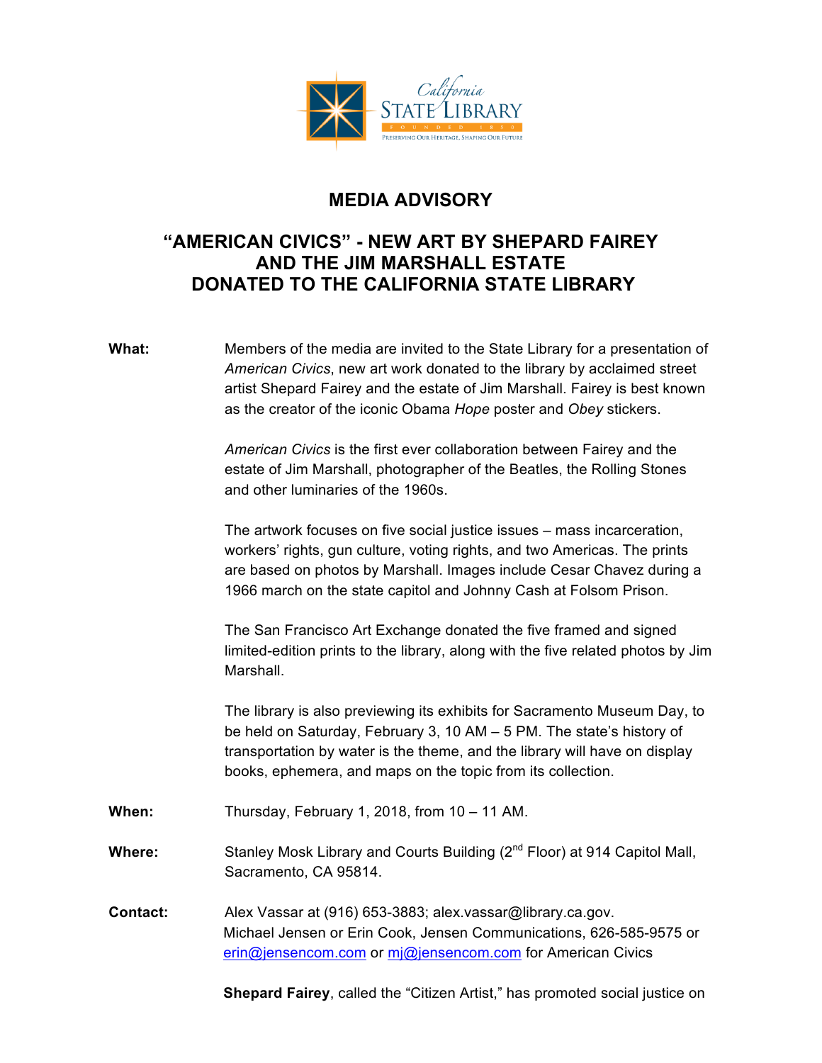California State Library

Founded 1850

Preserving Our Heritage, Shaping Our Future

# MEDIA ADVISORY

## "AMERICAN CIVICS" - NEW ART BY SHEPARD FAIREY AND THE JIM MARSHALL ESTATE DONATED TO THE CALIFORNIA STATE LIBRARY

**What:** Members of the media are invited to the State Library for a presentation of *American Civics*, new art work donated to the library by acclaimed street artist Shepard Fairey and the estate of Jim Marshall. Fairey is best known as the creator of the iconic Obama *Hope* poster and *Obey* stickers.

*American Civics* is the first ever collaboration between Fairey and the estate of Jim Marshall, photographer of the Beatles, the Rolling Stones and other luminaries of the 1960s.

The artwork focuses on five social justice issues – mass incarceration, workers' rights, gun culture, voting rights, and two Americas. The prints are based on photos by Marshall. Images include Cesar Chavez during a 1966 march on the state capitol and Johnny Cash at Folsom Prison.

The San Francisco Art Exchange donated the five framed and signed limited-edition prints to the library, along with the five related photos by Jim Marshall.

The library is also previewing its exhibits for Sacramento Museum Day, to be held on Saturday, February 3, 10 AM – 5 PM. The state's history of transportation by water is the theme, and the library will have on display books, ephemera, and maps on the topic from its collection.

**When:** Thursday, February 1, 2018, from 10 – 11 AM.

**Where:** Stanley Mosk Library and Courts Building (2nd Floor) at 914 Capitol Mall, Sacramento, CA 95814.

**Contact:** Alex Vassar at (916) 653-3883; alex.vassar@library.ca.gov.
Michael Jensen or Erin Cook, Jensen Communications, 626-585-9575 or erin@jensencom.com or mj@jensencom.com for American Civics

**Shepard Fairey**, called the "Citizen Artist," has promoted social justice on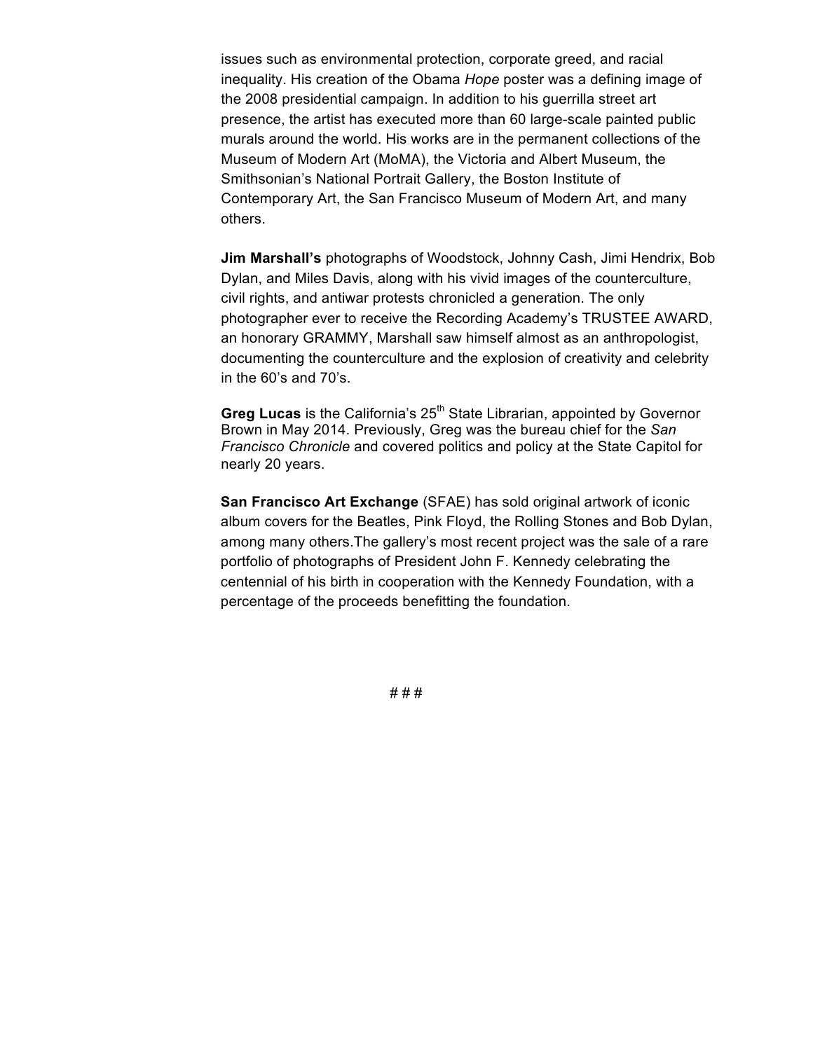issues such as environmental protection, corporate greed, and racial inequality. His creation of the Obama *Hope* poster was a defining image of the 2008 presidential campaign. In addition to his guerrilla street art presence, the artist has executed more than 60 large-scale painted public murals around the world. His works are in the permanent collections of the Museum of Modern Art (MoMA), the Victoria and Albert Museum, the Smithsonian's National Portrait Gallery, the Boston Institute of Contemporary Art, the San Francisco Museum of Modern Art, and many others.

**Jim Marshall's** photographs of Woodstock, Johnny Cash, Jimi Hendrix, Bob Dylan, and Miles Davis, along with his vivid images of the counterculture, civil rights, and antiwar protests chronicled a generation. The only photographer ever to receive the Recording Academy's TRUSTEE AWARD, an honorary GRAMMY, Marshall saw himself almost as an anthropologist, documenting the counterculture and the explosion of creativity and celebrity in the 60's and 70's.

**Greg Lucas** is the California's 25th State Librarian, appointed by Governor Brown in May 2014. Previously, Greg was the bureau chief for the *San Francisco Chronicle* and covered politics and policy at the State Capitol for nearly 20 years.

**San Francisco Art Exchange** (SFAE) has sold original artwork of iconic album covers for the Beatles, Pink Floyd, the Rolling Stones and Bob Dylan, among many others.The gallery's most recent project was the sale of a rare portfolio of photographs of President John F. Kennedy celebrating the centennial of his birth in cooperation with the Kennedy Foundation, with a percentage of the proceeds benefitting the foundation.

# # #